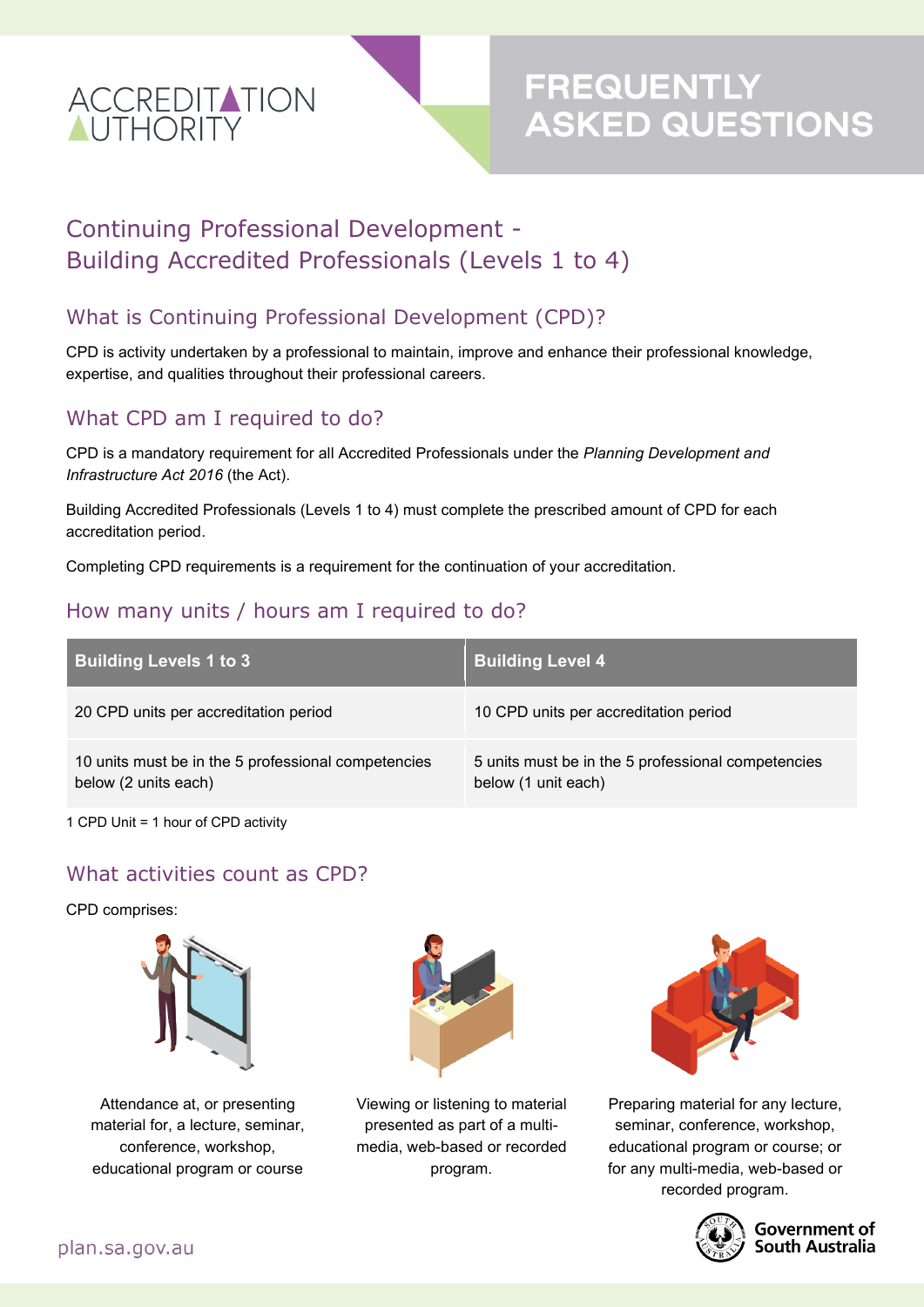ACCREDITATION AUTHORITY

# FREQUENTLY ASKED QUESTIONS

## Continuing Professional Development - Building Accredited Professionals (Levels 1 to 4)

### What is Continuing Professional Development (CPD)?

CPD is activity undertaken by a professional to maintain, improve and enhance their professional knowledge, expertise, and qualities throughout their professional careers.

### What CPD am I required to do?

CPD is a mandatory requirement for all Accredited Professionals under the *Planning Development and Infrastructure Act 2016* (the Act).

Building Accredited Professionals (Levels 1 to 4) must complete the prescribed amount of CPD for each accreditation period.

Completing CPD requirements is a requirement for the continuation of your accreditation.

### How many units / hours am I required to do?

| Building Levels 1 to 3 | Building Level 4 |
|---|---|
| 20 CPD units per accreditation period | 10 CPD units per accreditation period |
| 10 units must be in the 5 professional competencies below (2 units each) | 5 units must be in the 5 professional competencies below (1 unit each) |

1 CPD Unit = 1 hour of CPD activity

### What activities count as CPD?

CPD comprises:

- Attendance at, or presenting material for, a lecture, seminar, conference, workshop, educational program or course
- Viewing or listening to material presented as part of a multi-media, web-based or recorded program.
- Preparing material for any lecture, seminar, conference, workshop, educational program or course; or for any multi-media, web-based or recorded program.

plan.sa.gov.au

Government of South Australia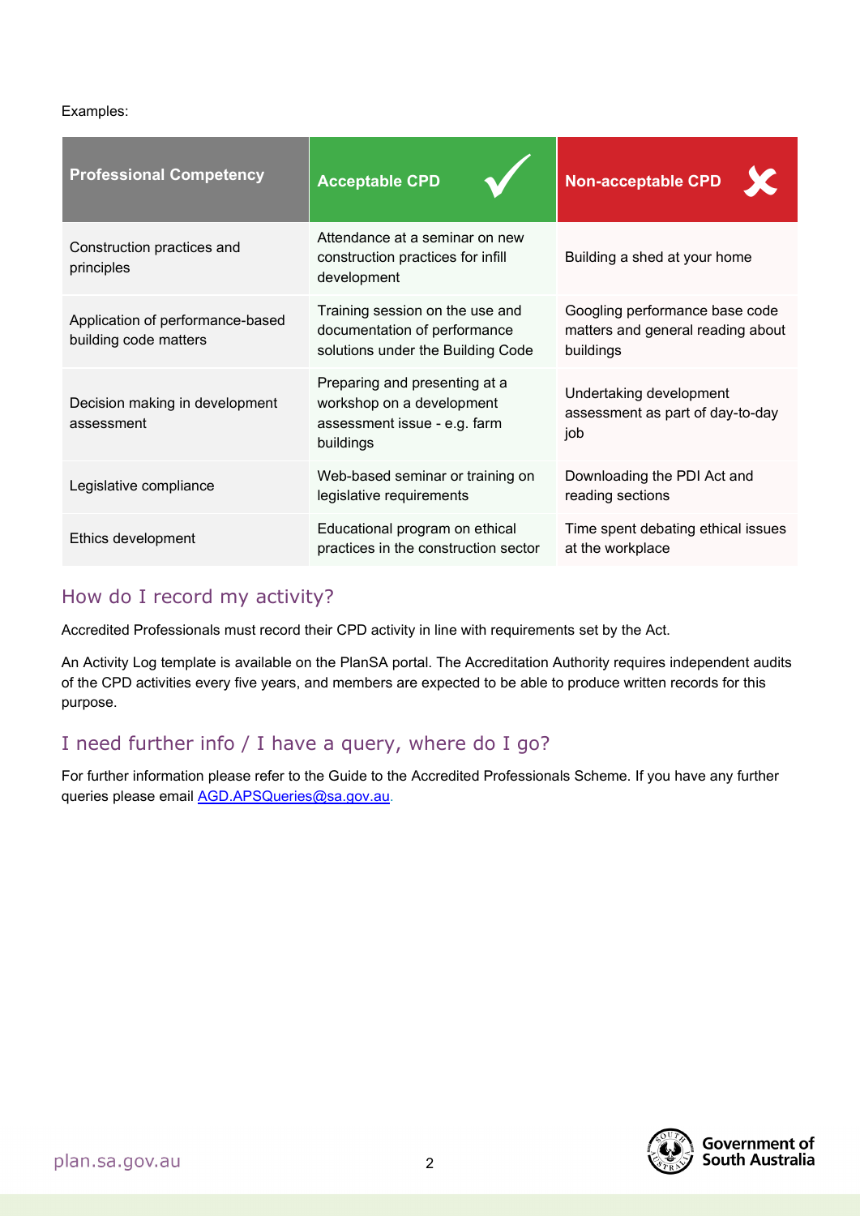Examples:

| Professional Competency | Acceptable CPD ✓ | Non-acceptable CPD ✗ |
| --- | --- | --- |
| Construction practices and principles | Attendance at a seminar on new construction practices for infill development | Building a shed at your home |
| Application of performance-based building code matters | Training session on the use and documentation of performance solutions under the Building Code | Googling performance base code matters and general reading about buildings |
| Decision making in development assessment | Preparing and presenting at a workshop on a development assessment issue - e.g. farm buildings | Undertaking development assessment as part of day-to-day job |
| Legislative compliance | Web-based seminar or training on legislative requirements | Downloading the PDI Act and reading sections |
| Ethics development | Educational program on ethical practices in the construction sector | Time spent debating ethical issues at the workplace |

## How do I record my activity?

Accredited Professionals must record their CPD activity in line with requirements set by the Act.

An Activity Log template is available on the PlanSA portal. The Accreditation Authority requires independent audits of the CPD activities every five years, and members are expected to be able to produce written records for this purpose.

## I need further info / I have a query, where do I go?

For further information please refer to the Guide to the Accredited Professionals Scheme. If you have any further queries please email AGD.APSQueries@sa.gov.au.